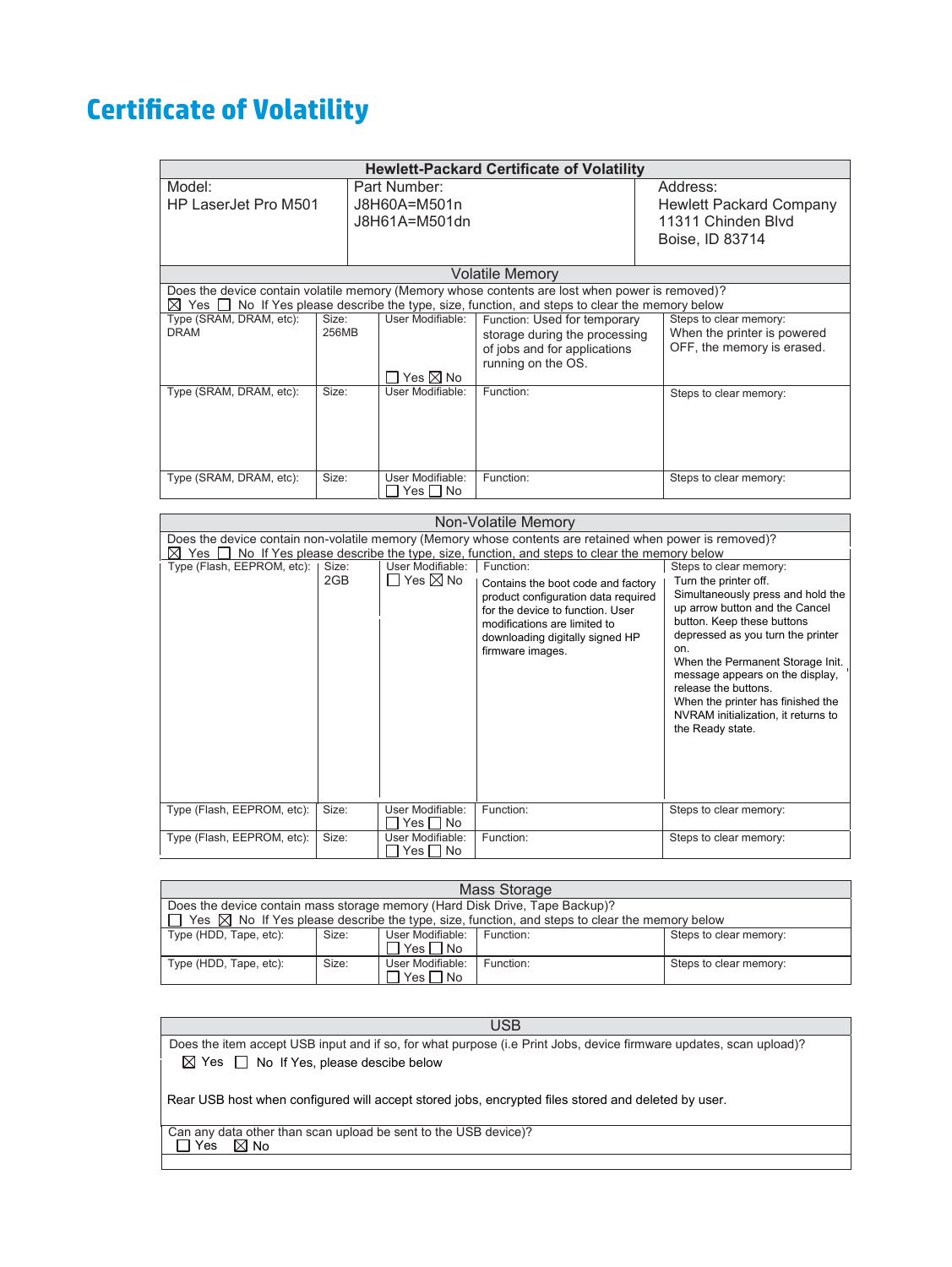# Certificate of Volatility

| Hewlett-Packard Certificate of Volatility | | |
|---|---|---|
| Model:<br>HP LaserJet Pro M501 | Part Number:<br>J8H60A=M501n<br>J8H61A=M501dn | Address:<br>Hewlett Packard Company<br>11311 Chinden Blvd<br>Boise, ID 83714 |

## Volatile Memory

Does the device contain volatile memory (Memory whose contents are lost when power is removed)?
☒ Yes ☐ No If Yes please describe the type, size, function, and steps to clear the memory below

| Type (SRAM, DRAM, etc): | Size: | User Modifiable: | Function: | Steps to clear memory: |
|---|---|---|---|---|
| DRAM | 256MB | ☐ Yes ☒ No | Used for temporary storage during the processing of jobs and for applications running on the OS. | When the printer is powered OFF, the memory is erased. |
| Type (SRAM, DRAM, etc): | Size: | User Modifiable: | Function: | Steps to clear memory: |
| Type (SRAM, DRAM, etc): | Size: | User Modifiable: ☐ Yes ☐ No | Function: | Steps to clear memory: |

## Non-Volatile Memory

Does the device contain non-volatile memory (Memory whose contents are retained when power is removed)?
☒ Yes ☐ No If Yes please describe the type, size, function, and steps to clear the memory below

| Type (Flash, EEPROM, etc): | Size: | User Modifiable: | Function: | Steps to clear memory: |
|---|---|---|---|---|
| | 2GB | ☐ Yes ☒ No | Contains the boot code and factory product configuration data required for the device to function. User modifications are limited to downloading digitally signed HP firmware images. | Turn the printer off.<br>Simultaneously press and hold the up arrow button and the Cancel button. Keep these buttons depressed as you turn the printer on.<br>When the Permanent Storage Init. message appears on the display, release the buttons.<br>When the printer has finished the NVRAM initialization, it returns to the Ready state. |
| Type (Flash, EEPROM, etc): | Size: | User Modifiable: ☐ Yes ☐ No | Function: | Steps to clear memory: |
| Type (Flash, EEPROM, etc): | Size: | User Modifiable: ☐ Yes ☐ No | Function: | Steps to clear memory: |

## Mass Storage

Does the device contain mass storage memory (Hard Disk Drive, Tape Backup)?
☐ Yes ☒ No If Yes please describe the type, size, function, and steps to clear the memory below

| Type (HDD, Tape, etc): | Size: | User Modifiable: | Function: | Steps to clear memory: |
|---|---|---|---|---|
| Type (HDD, Tape, etc): | Size: | User Modifiable: ☐ Yes ☐ No | Function: | Steps to clear memory: |
| Type (HDD, Tape, etc): | Size: | User Modifiable: ☐ Yes ☐ No | Function: | Steps to clear memory: |

## USB

Does the item accept USB input and if so, for what purpose (i.e Print Jobs, device firmware updates, scan upload)?
☒ Yes ☐ No If Yes, please descibe below

Rear USB host when configured will accept stored jobs, encrypted files stored and deleted by user.

Can any data other than scan upload be sent to the USB device)?
☐ Yes ☒ No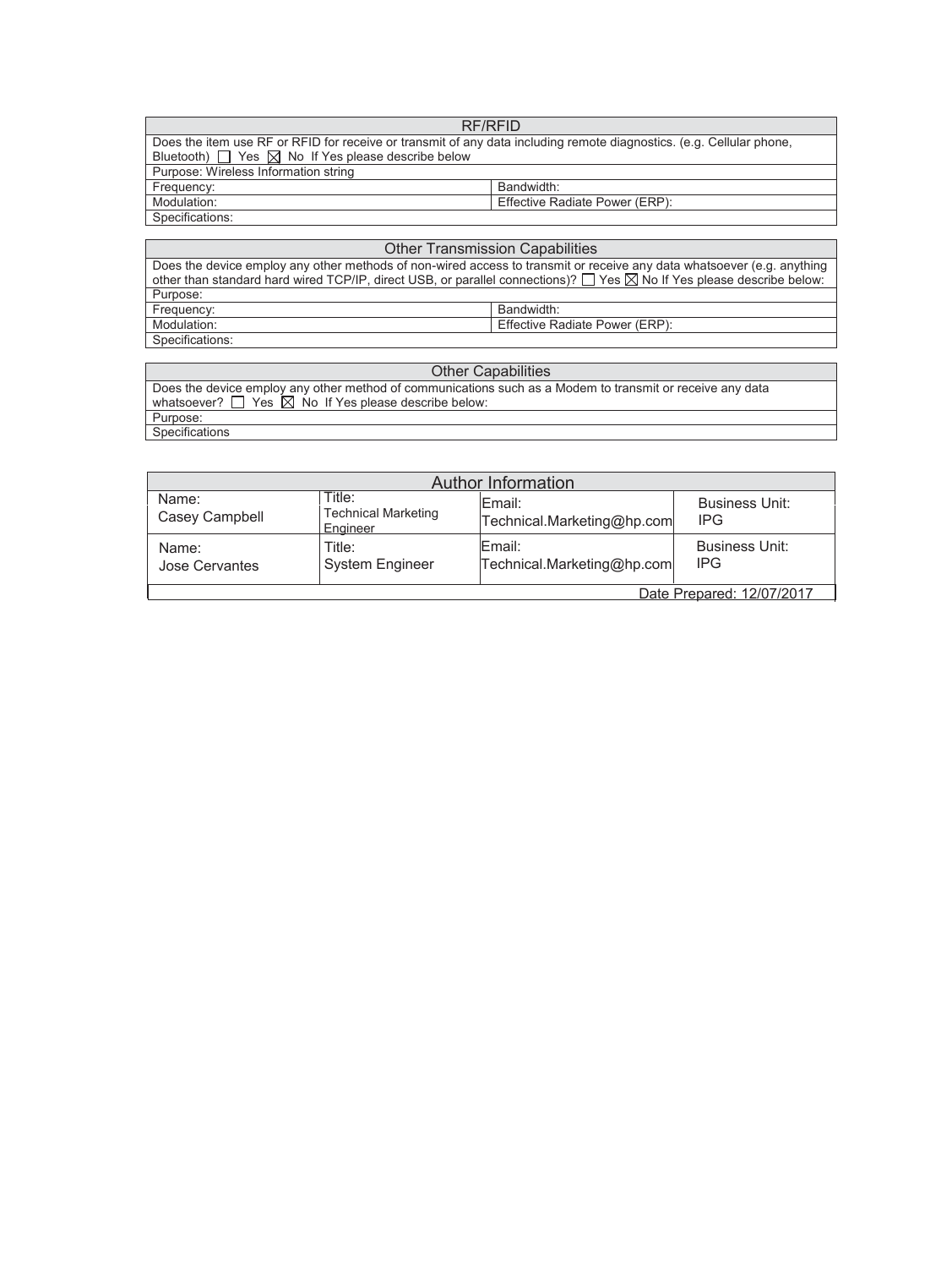| RF/RFID | |
|---|---|
| Does the item use RF or RFID for receive or transmit of any data including remote diagnostics. (e.g. Cellular phone, Bluetooth) ☐ Yes ☒ No If Yes please describe below | |
| Purpose: Wireless Information string | |
| Frequency: | Bandwidth: |
| Modulation: | Effective Radiate Power (ERP): |
| Specifications: | |

| Other Transmission Capabilities | |
|---|---|
| Does the device employ any other methods of non-wired access to transmit or receive any data whatsoever (e.g. anything other than standard hard wired TCP/IP, direct USB, or parallel connections)? ☐ Yes ☒ No If Yes please describe below: | |
| Purpose: | |
| Frequency: | Bandwidth: |
| Modulation: | Effective Radiate Power (ERP): |
| Specifications: | |

| Other Capabilities |
|---|
| Does the device employ any other method of communications such as a Modem to transmit or receive any data whatsoever? ☐ Yes ☒ No If Yes please describe below: |
| Purpose: |
| Specifications |

| Author Information | | | |
|---|---|---|---|
| Name: Casey Campbell | Title: Technical Marketing Engineer | Email: Technical.Marketing@hp.com | Business Unit: IPG |
| Name: Jose Cervantes | Title: System Engineer | Email: Technical.Marketing@hp.com | Business Unit: IPG |
| | | | Date Prepared: 12/07/2017 |